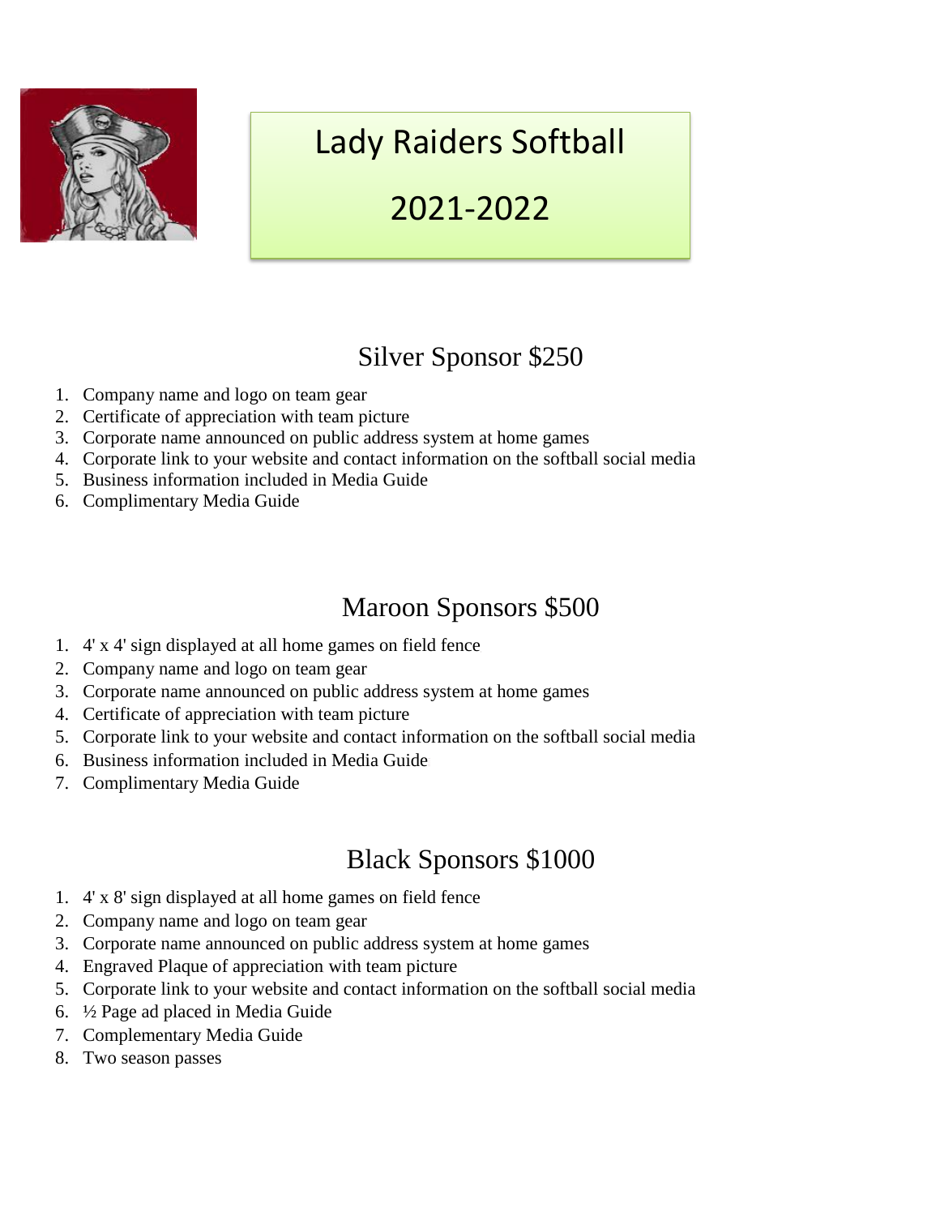# Lady Raiders Softball

# 2021-2022

## Silver Sponsor $250

1. Company name and logo on team gear
2. Certificate of appreciation with team picture
3. Corporate name announced on public address system at home games
4. Corporate link to your website and contact information on the softball social media
5. Business information included in Media Guide
6. Complimentary Media Guide

## Maroon Sponsors $500

1. 4' x 4' sign displayed at all home games on field fence
2. Company name and logo on team gear
3. Corporate name announced on public address system at home games
4. Certificate of appreciation with team picture
5. Corporate link to your website and contact information on the softball social media
6. Business information included in Media Guide
7. Complimentary Media Guide

## Black Sponsors $1000

1. 4' x 8' sign displayed at all home games on field fence
2. Company name and logo on team gear
3. Corporate name announced on public address system at home games
4. Engraved Plaque of appreciation with team picture
5. Corporate link to your website and contact information on the softball social media
6. ½ Page ad placed in Media Guide
7. Complementary Media Guide
8. Two season passes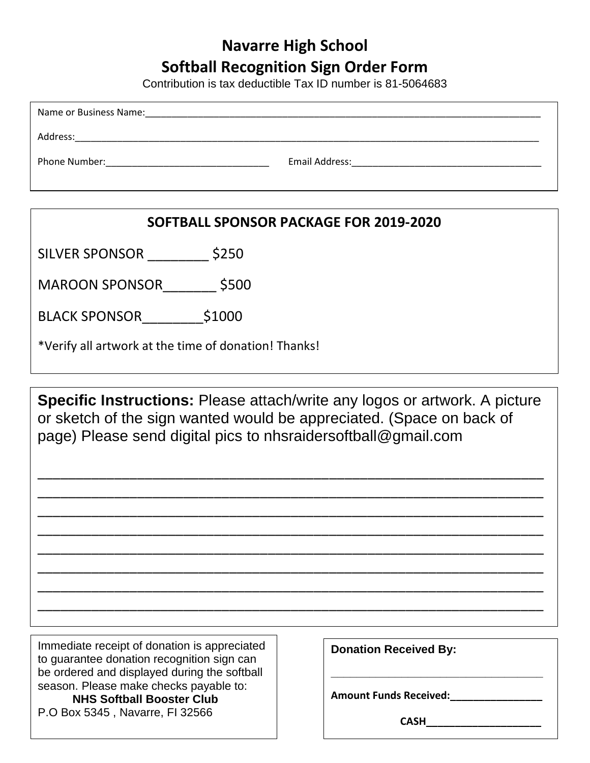# Navarre High School

## Softball Recognition Sign Order Form

Contribution is tax deductible Tax ID number is 81-5064683

Name or Business Name:___________________________________________________________________________

Address:___________________________________________________________________________________

Phone Number:______________________________ Email Address:___________________________________

**SOFTBALL SPONSOR PACKAGE FOR 2019-2020**

SILVER SPONSOR ________ $250

MAROON SPONSOR_______ $500

BLACK SPONSOR________$1000

*Verify all artwork at the time of donation! Thanks!

**Specific Instructions:** Please attach/write any logos or artwork. A picture or sketch of the sign wanted would be appreciated. (Space on back of page) Please send digital pics to nhsraidersoftball@gmail.com

_______________________________________________________________

_______________________________________________________________

_______________________________________________________________

_______________________________________________________________

_______________________________________________________________

_______________________________________________________________

_______________________________________________________________

_______________________________________________________________

Immediate receipt of donation is appreciated to guarantee donation recognition sign can be ordered and displayed during the softball season. Please make checks payable to:

**NHS Softball Booster Club**

P.O Box 5345 , Navarre, Fl 32566

**Donation Received By:**

___________________________________

**Amount Funds Received:**________________

**CASH**____________________